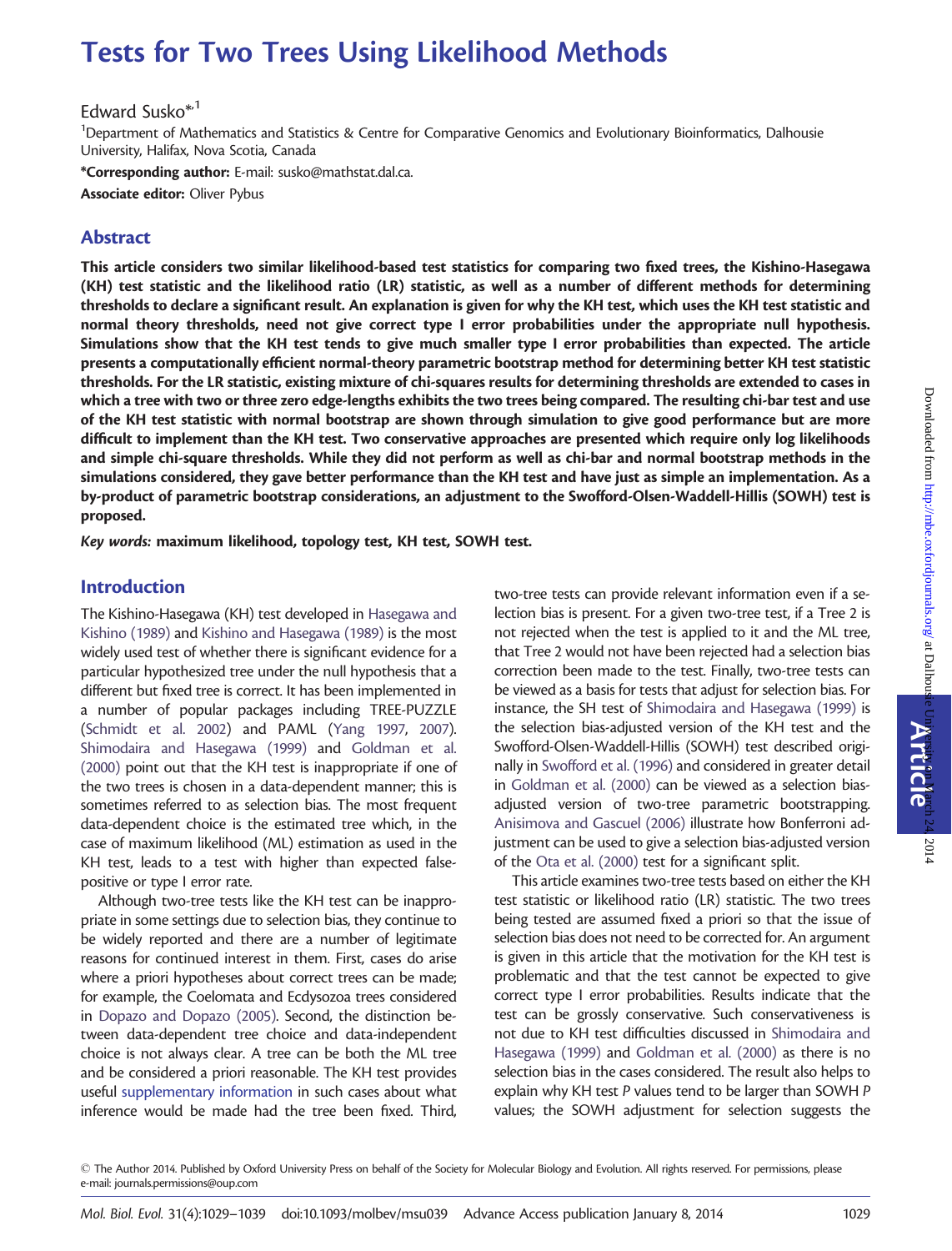# Tests for Two Trees Using Likelihood Methods

Edward Susko*[1]

[1]Department of Mathematics and Statistics & Centre for Comparative Genomics and Evolutionary Bioinformatics, Dalhousie University, Halifax, Nova Scotia, Canada

**\*Corresponding author:** E-mail: susko@mathstat.dal.ca.

**Associate editor:** Oliver Pybus

## Abstract

**This article considers two similar likelihood-based test statistics for comparing two fixed trees, the Kishino-Hasegawa (KH) test statistic and the likelihood ratio (LR) statistic, as well as a number of different methods for determining thresholds to declare a significant result. An explanation is given for why the KH test, which uses the KH test statistic and normal theory thresholds, need not give correct type I error probabilities under the appropriate null hypothesis. Simulations show that the KH test tends to give much smaller type I error probabilities than expected. The article presents a computationally efficient normal-theory parametric bootstrap method for determining better KH test statistic thresholds. For the LR statistic, existing mixture of chi-squares results for determining thresholds are extended to cases in which a tree with two or three zero edge-lengths exhibits the two trees being compared. The resulting chi-bar test and use of the KH test statistic with normal bootstrap are shown through simulation to give good performance but are more difficult to implement than the KH test. Two conservative approaches are presented which require only log likelihoods and simple chi-square thresholds. While they did not perform as well as chi-bar and normal bootstrap methods in the simulations considered, they gave better performance than the KH test and have just as simple an implementation. As a by-product of parametric bootstrap considerations, an adjustment to the Swofford-Olsen-Waddell-Hillis (SOWH) test is proposed.**

***Key words:*** **maximum likelihood, topology test, KH test, SOWH test.**

## Introduction

The Kishino-Hasegawa (KH) test developed in Hasegawa and Kishino (1989) and Kishino and Hasegawa (1989) is the most widely used test of whether there is significant evidence for a particular hypothesized tree under the null hypothesis that a different but fixed tree is correct. It has been implemented in a number of popular packages including TREE-PUZZLE (Schmidt et al. 2002) and PAML (Yang 1997, 2007). Shimodaira and Hasegawa (1999) and Goldman et al. (2000) point out that the KH test is inappropriate if one of the two trees is chosen in a data-dependent manner; this is sometimes referred to as selection bias. The most frequent data-dependent choice is the estimated tree which, in the case of maximum likelihood (ML) estimation as used in the KH test, leads to a test with higher than expected false-positive or type I error rate.

Although two-tree tests like the KH test can be inappropriate in some settings due to selection bias, they continue to be widely reported and there are a number of legitimate reasons for continued interest in them. First, cases do arise where a priori hypotheses about correct trees can be made; for example, the Coelomata and Ecdysozoa trees considered in Dopazo and Dopazo (2005). Second, the distinction between data-dependent tree choice and data-independent choice is not always clear. A tree can be both the ML tree and be considered a priori reasonable. The KH test provides useful supplementary information in such cases about what inference would be made had the tree been fixed. Third, two-tree tests can provide relevant information even if a selection bias is present. For a given two-tree test, if a Tree 2 is not rejected when the test is applied to it and the ML tree, that Tree 2 would not have been rejected had a selection bias correction been made to the test. Finally, two-tree tests can be viewed as a basis for tests that adjust for selection bias. For instance, the SH test of Shimodaira and Hasegawa (1999) is the selection bias-adjusted version of the KH test and the Swofford-Olsen-Waddell-Hillis (SOWH) test described originally in Swofford et al. (1996) and considered in greater detail in Goldman et al. (2000) can be viewed as a selection bias-adjusted version of two-tree parametric bootstrapping. Anisimova and Gascuel (2006) illustrate how Bonferroni adjustment can be used to give a selection bias-adjusted version of the Ota et al. (2000) test for a significant split.

This article examines two-tree tests based on either the KH test statistic or likelihood ratio (LR) statistic. The two trees being tested are assumed fixed a priori so that the issue of selection bias does not need to be corrected for. An argument is given in this article that the motivation for the KH test is problematic and that the test cannot be expected to give correct type I error probabilities. Results indicate that the test can be grossly conservative. Such conservativeness is not due to KH test difficulties discussed in Shimodaira and Hasegawa (1999) and Goldman et al. (2000) as there is no selection bias in the cases considered. The result also helps to explain why KH test *P* values tend to be larger than SOWH *P* values; the SOWH adjustment for selection suggests the

© The Author 2014. Published by Oxford University Press on behalf of the Society for Molecular Biology and Evolution. All rights reserved. For permissions, please e-mail: journals.permissions@oup.com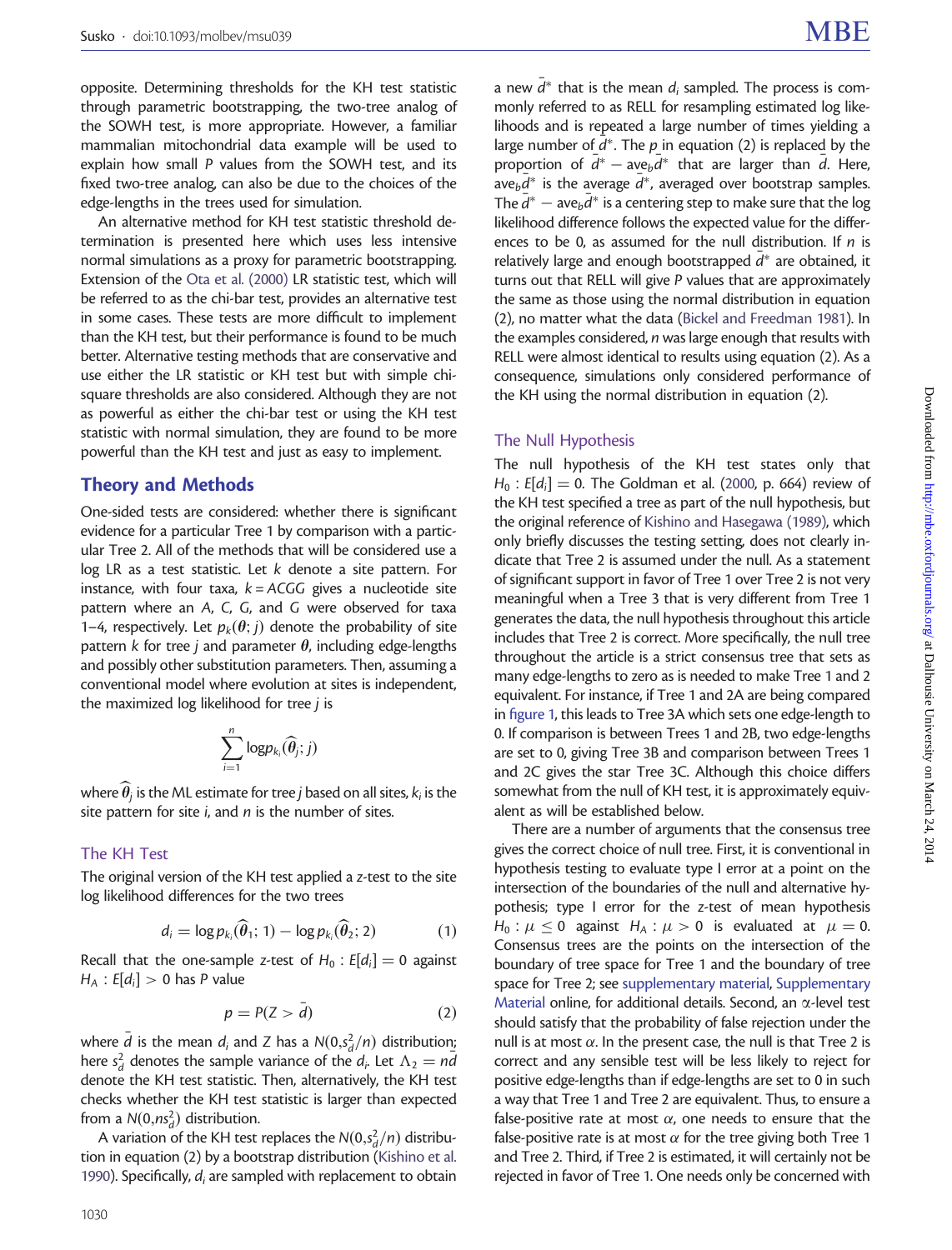opposite. Determining thresholds for the KH test statistic through parametric bootstrapping, the two-tree analog of the SOWH test, is more appropriate. However, a familiar mammalian mitochondrial data example will be used to explain how small P values from the SOWH test, and its fixed two-tree analog, can also be due to the choices of the edge-lengths in the trees used for simulation.

An alternative method for KH test statistic threshold determination is presented here which uses less intensive normal simulations as a proxy for parametric bootstrapping. Extension of the Ota et al. (2000) LR statistic test, which will be referred to as the chi-bar test, provides an alternative test in some cases. These tests are more difficult to implement than the KH test, but their performance is found to be much better. Alternative testing methods that are conservative and use either the LR statistic or KH test but with simple chi-square thresholds are also considered. Although they are not as powerful as either the chi-bar test or using the KH test statistic with normal simulation, they are found to be more powerful than the KH test and just as easy to implement.

## Theory and Methods

One-sided tests are considered: whether there is significant evidence for a particular Tree 1 by comparison with a particular Tree 2. All of the methods that will be considered use a log LR as a test statistic. Let $k$ denote a site pattern. For instance, with four taxa, $k = ACGG$ gives a nucleotide site pattern where an A, C, G, and G were observed for taxa 1–4, respectively. Let $p_k(\boldsymbol{\theta}; j)$ denote the probability of site pattern $k$ for tree $j$ and parameter $\boldsymbol{\theta}$, including edge-lengths and possibly other substitution parameters. Then, assuming a conventional model where evolution at sites is independent, the maximized log likelihood for tree $j$ is

$$\sum_{i=1}^{n} \log p_{k_i}(\widehat{\boldsymbol{\theta}}_j; j)$$

where $\widehat{\boldsymbol{\theta}}_j$ is the ML estimate for tree $j$ based on all sites, $k_i$ is the site pattern for site $i$, and $n$ is the number of sites.

### The KH Test

The original version of the KH test applied a z-test to the site log likelihood differences for the two trees

$$d_i = \log p_{k_i}(\widehat{\boldsymbol{\theta}}_1; 1) - \log p_{k_i}(\widehat{\boldsymbol{\theta}}_2; 2) \tag{1}$$

Recall that the one-sample z-test of $H_0 : E[d_i] = 0$ against $H_A : E[d_i] > 0$ has P value

$$p = P(Z > \bar{d}) \tag{2}$$

where $\bar{d}$ is the mean $d_i$ and $Z$ has a $N(0, s_d^2/n)$ distribution; here $s_d^2$ denotes the sample variance of the $d_i$. Let $\Lambda_2 = n\bar{d}$ denote the KH test statistic. Then, alternatively, the KH test checks whether the KH test statistic is larger than expected from a $N(0, ns_d^2)$ distribution.

A variation of the KH test replaces the $N(0, s_d^2/n)$ distribution in equation (2) by a bootstrap distribution (Kishino et al. 1990). Specifically, $d_i$ are sampled with replacement to obtain a new $\bar{d}^*$ that is the mean $d_i$ sampled. The process is commonly referred to as RELL for resampling estimated log likelihoods and is repeated a large number of times yielding a large number of $\bar{d}^*$. The $p$ in equation (2) is replaced by the proportion of $\bar{d}^* - \text{ave}_b\bar{d}^*$ that are larger than $\bar{d}$. Here, $\text{ave}_b\bar{d}^*$ is the average $\bar{d}^*$, averaged over bootstrap samples. The $\bar{d}^* - \text{ave}_b\bar{d}^*$ is a centering step to make sure that the log likelihood difference follows the expected value for the differences to be 0, as assumed for the null distribution. If $n$ is relatively large and enough bootstrapped $\bar{d}^*$ are obtained, it turns out that RELL will give P values that are approximately the same as those using the normal distribution in equation (2), no matter what the data (Bickel and Freedman 1981). In the examples considered, $n$ was large enough that results with RELL were almost identical to results using equation (2). As a consequence, simulations only considered performance of the KH using the normal distribution in equation (2).

### The Null Hypothesis

The null hypothesis of the KH test states only that $H_0 : E[d_i] = 0$. The Goldman et al. (2000, p. 664) review of the KH test specified a tree as part of the null hypothesis, but the original reference of Kishino and Hasegawa (1989), which only briefly discusses the testing setting, does not clearly indicate that Tree 2 is assumed under the null. As a statement of significant support in favor of Tree 1 over Tree 2 is not very meaningful when a Tree 3 that is very different from Tree 1 generates the data, the null hypothesis throughout this article includes that Tree 2 is correct. More specifically, the null tree throughout the article is a strict consensus tree that sets as many edge-lengths to zero as is needed to make Tree 1 and 2 equivalent. For instance, if Tree 1 and 2A are being compared in figure 1, this leads to Tree 3A which sets one edge-length to 0. If comparison is between Trees 1 and 2B, two edge-lengths are set to 0, giving Tree 3B and comparison between Trees 1 and 2C gives the star Tree 3C. Although this choice differs somewhat from the null of KH test, it is approximately equivalent as will be established below.

There are a number of arguments that the consensus tree gives the correct choice of null tree. First, it is conventional in hypothesis testing to evaluate type I error at a point on the intersection of the boundaries of the null and alternative hypothesis; type I error for the z-test of mean hypothesis $H_0 : \mu \leq 0$ against $H_A : \mu > 0$ is evaluated at $\mu = 0$. Consensus trees are the points on the intersection of the boundary of tree space for Tree 1 and the boundary of tree space for Tree 2; see supplementary material, Supplementary Material online, for additional details. Second, an $\alpha$-level test should satisfy that the probability of false rejection under the null is at most $\alpha$. In the present case, the null is that Tree 2 is correct and any sensible test will be less likely to reject for positive edge-lengths than if edge-lengths are set to 0 in such a way that Tree 1 and Tree 2 are equivalent. Thus, to ensure a false-positive rate at most $\alpha$, one needs to ensure that the false-positive rate is at most $\alpha$ for the tree giving both Tree 1 and Tree 2. Third, if Tree 2 is estimated, it will certainly not be rejected in favor of Tree 1. One needs only be concerned with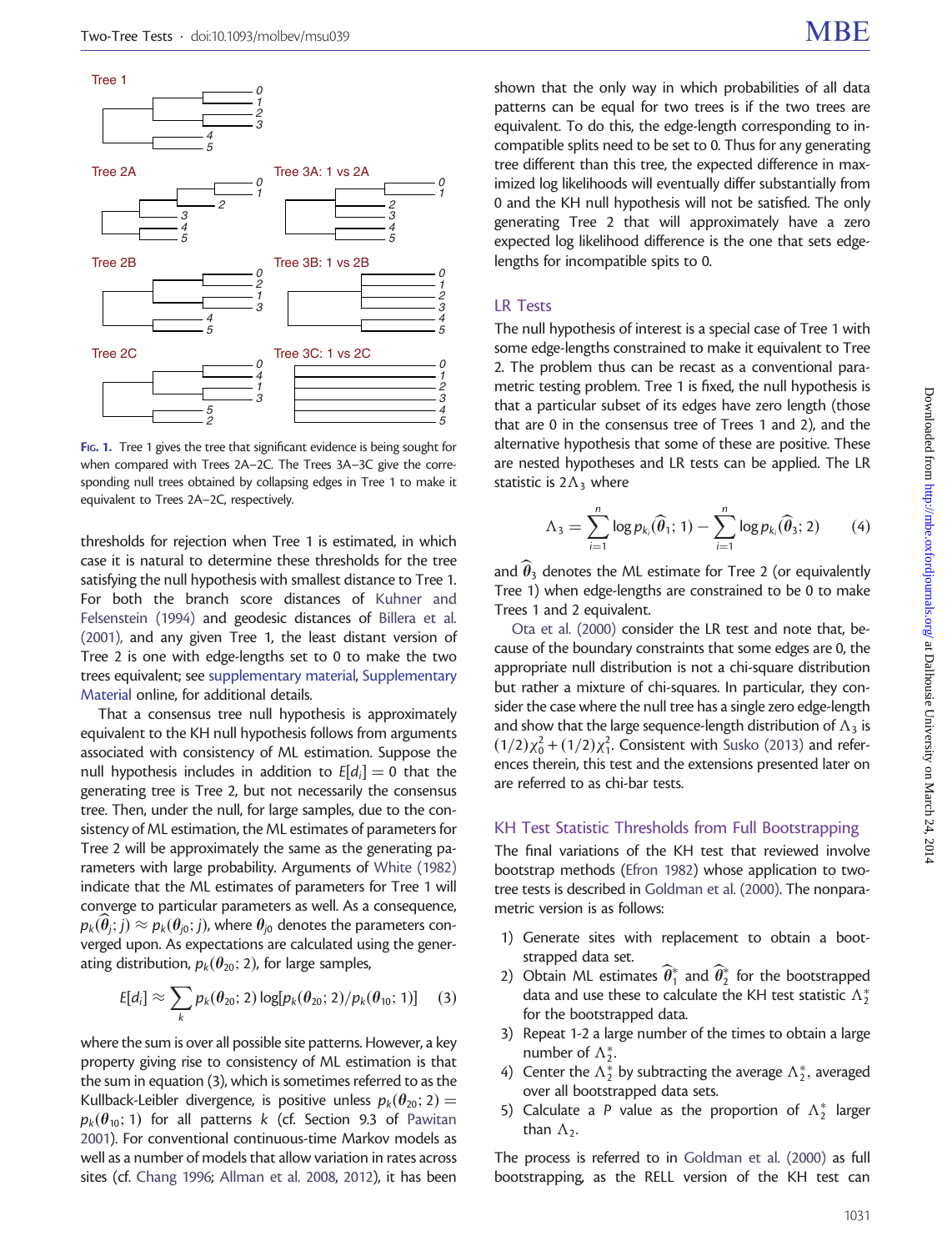Tree 1

0
1
2
3
4
5

Tree 2A

0
1
2
3
4
5

Tree 3A: 1 vs 2A

0
1
2
3
4
5

Tree 2B

0
2
1
3
4
5

Tree 3B: 1 vs 2B

0
1
2
3
4
5

Tree 2C

0
4
1
3
5
2

Tree 3C: 1 vs 2C

0
1
2
3
4
5

**FIG. 1.** Tree 1 gives the tree that significant evidence is being sought for when compared with Trees 2A–2C. The Trees 3A–3C give the corresponding null trees obtained by collapsing edges in Tree 1 to make it equivalent to Trees 2A–2C, respectively.

thresholds for rejection when Tree 1 is estimated, in which case it is natural to determine these thresholds for the tree satisfying the null hypothesis with smallest distance to Tree 1. For both the branch score distances of Kuhner and Felsenstein (1994) and geodesic distances of Billera et al. (2001), and any given Tree 1, the least distant version of Tree 2 is one with edge-lengths set to 0 to make the two trees equivalent; see supplementary material, Supplementary Material online, for additional details.

That a consensus tree null hypothesis is approximately equivalent to the KH null hypothesis follows from arguments associated with consistency of ML estimation. Suppose the null hypothesis includes in addition to $E[d_i] = 0$ that the generating tree is Tree 2, but not necessarily the consensus tree. Then, under the null, for large samples, due to the consistency of ML estimation, the ML estimates of parameters for Tree 2 will be approximately the same as the generating parameters with large probability. Arguments of White (1982) indicate that the ML estimates of parameters for Tree 1 will converge to particular parameters as well. As a consequence, $p_k(\widehat{\theta}_j; j) \approx p_k(\theta_{j0}; j)$, where $\theta_{j0}$ denotes the parameters converged upon. As expectations are calculated using the generating distribution, $p_k(\theta_{20}; 2)$, for large samples,

$$E[d_i] \approx \sum_k p_k(\theta_{20}; 2) \log[p_k(\theta_{20}; 2)/p_k(\theta_{10}; 1)] \quad (3)$$

where the sum is over all possible site patterns. However, a key property giving rise to consistency of ML estimation is that the sum in equation (3), which is sometimes referred to as the Kullback-Leibler divergence, is positive unless $p_k(\theta_{20}; 2) = p_k(\theta_{10}; 1)$ for all patterns $k$ (cf. Section 9.3 of Pawitan 2001). For conventional continuous-time Markov models as well as a number of models that allow variation in rates across sites (cf. Chang 1996; Allman et al. 2008, 2012), it has been shown that the only way in which probabilities of all data patterns can be equal for two trees is if the two trees are equivalent. To do this, the edge-length corresponding to incompatible splits need to be set to 0. Thus for any generating tree different than this tree, the expected difference in maximized log likelihoods will eventually differ substantially from 0 and the KH null hypothesis will not be satisfied. The only generating Tree 2 that will approximately have a zero expected log likelihood difference is the one that sets edge-lengths for incompatible spits to 0.

## LR Tests

The null hypothesis of interest is a special case of Tree 1 with some edge-lengths constrained to make it equivalent to Tree 2. The problem thus can be recast as a conventional parametric testing problem. Tree 1 is fixed, the null hypothesis is that a particular subset of its edges have zero length (those that are 0 in the consensus tree of Trees 1 and 2), and the alternative hypothesis that some of these are positive. These are nested hypotheses and LR tests can be applied. The LR statistic is $2\Lambda_3$ where

$$\Lambda_3 = \sum_{i=1}^{n} \log p_{k_i}(\widehat{\theta}_1; 1) - \sum_{i=1}^{n} \log p_{k_i}(\widehat{\theta}_3; 2) \quad (4)$$

and $\widehat{\theta}_3$ denotes the ML estimate for Tree 2 (or equivalently Tree 1) when edge-lengths are constrained to be 0 to make Trees 1 and 2 equivalent.

Ota et al. (2000) consider the LR test and note that, because of the boundary constraints that some edges are 0, the appropriate null distribution is not a chi-square distribution but rather a mixture of chi-squares. In particular, they consider the case where the null tree has a single zero edge-length and show that the large sequence-length distribution of $\Lambda_3$ is $(1/2)\chi_0^2 + (1/2)\chi_1^2$. Consistent with Susko (2013) and references therein, this test and the extensions presented later on are referred to as chi-bar tests.

## KH Test Statistic Thresholds from Full Bootstrapping

The final variations of the KH test that reviewed involve bootstrap methods (Efron 1982) whose application to two-tree tests is described in Goldman et al. (2000). The nonparametric version is as follows:

1) Generate sites with replacement to obtain a bootstrapped data set.
2) Obtain ML estimates $\widehat{\theta}_1^*$ and $\widehat{\theta}_2^*$ for the bootstrapped data and use these to calculate the KH test statistic $\Lambda_2^*$ for the bootstrapped data.
3) Repeat 1-2 a large number of the times to obtain a large number of $\Lambda_2^*$.
4) Center the $\Lambda_2^*$ by subtracting the average $\Lambda_2^*$, averaged over all bootstrapped data sets.
5) Calculate a $P$ value as the proportion of $\Lambda_2^*$ larger than $\Lambda_2$.

The process is referred to in Goldman et al. (2000) as full bootstrapping, as the RELL version of the KH test can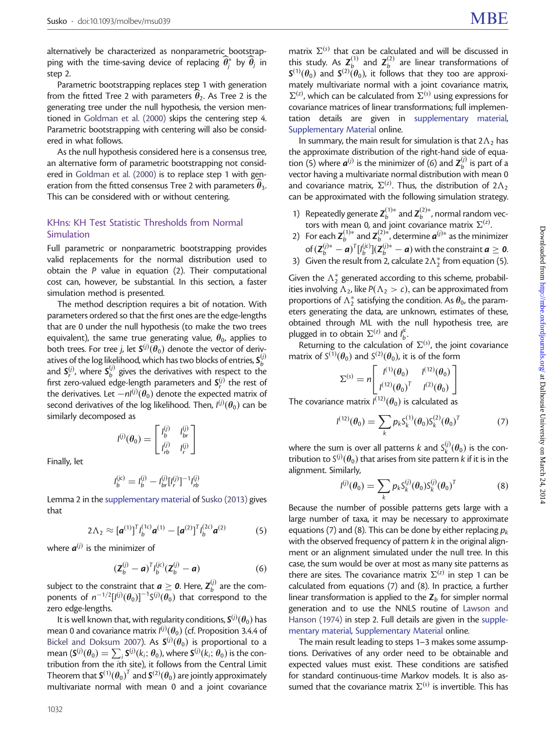alternatively be characterized as nonparametric bootstrapping with the time-saving device of replacing $\widehat{\theta}_j^*$ by $\widehat{\theta}_j$ in step 2.

Parametric bootstrapping replaces step 1 with generation from the fitted Tree 2 with parameters $\widehat{\theta}_2$. As Tree 2 is the generating tree under the null hypothesis, the version mentioned in Goldman et al. (2000) skips the centering step 4. Parametric bootstrapping with centering will also be considered in what follows.

As the null hypothesis considered here is a consensus tree, an alternative form of parametric bootstrapping not considered in Goldman et al. (2000) is to replace step 1 with generation from the fitted consensus Tree 2 with parameters $\widehat{\theta}_3$. This can be considered with or without centering.

## KHns: KH Test Statistic Thresholds from Normal Simulation

Full parametric or nonparametric bootstrapping provides valid replacements for the normal distribution used to obtain the $P$ value in equation (2). Their computational cost can, however, be substantial. In this section, a faster simulation method is presented.

The method description requires a bit of notation. With parameters ordered so that the first ones are the edge-lengths that are 0 under the null hypothesis (to make the two trees equivalent), the same true generating value, $\boldsymbol{\theta}_0$, applies to both trees. For tree $j$, let $\mathbf{S}^{(j)}(\boldsymbol{\theta}_0)$ denote the vector of derivatives of the log likelihood, which has two blocks of entries, $\mathbf{S}_b^{(j)}$ and $\mathbf{S}_r^{(j)}$, where $\mathbf{S}_b^{(j)}$ gives the derivatives with respect to the first zero-valued edge-length parameters and $\mathbf{S}_r^{(j)}$ the rest of the derivatives. Let $-nI^{(j)}(\boldsymbol{\theta}_0)$ denote the expected matrix of second derivatives of the log likelihood. Then, $I^{(j)}(\boldsymbol{\theta}_0)$ can be similarly decomposed as

$$I^{(j)}(\boldsymbol{\theta}_0) = \begin{bmatrix} I_b^{(j)} & I_{br}^{(j)} \\ I_{rb}^{(j)} & I_r^{(j)} \end{bmatrix}$$

Finally, let

$$I_b^{(jc)} = I_b^{(j)} - I_{br}^{(j)}[I_r^{(j)}]^{-1}I_{rb}^{(j)}$$

Lemma 2 in the supplementary material of Susko (2013) gives that

$$2\Lambda_2 \approx [\boldsymbol{a}^{(1)}]^T I_b^{(1c)}\boldsymbol{a}^{(1)} - [\boldsymbol{a}^{(2)}]^T I_b^{(2c)}\boldsymbol{a}^{(2)} \tag{5}$$

where $\boldsymbol{a}^{(j)}$ is the minimizer of

$$(\mathbf{Z}_b^{(j)} - \boldsymbol{a})^T I_b^{(jc)}(\mathbf{Z}_b^{(j)} - \boldsymbol{a}) \tag{6}$$

subject to the constraint that $\boldsymbol{a} \geq \boldsymbol{0}$. Here, $\mathbf{Z}_b^{(j)}$ are the components of $n^{-1/2}[I^{(j)}(\boldsymbol{\theta}_0)]^{-1}S^{(j)}(\boldsymbol{\theta}_0)$ that correspond to the zero edge-lengths.

It is well known that, with regularity conditions, $\mathbf{S}^{(j)}(\boldsymbol{\theta}_0)$ has mean 0 and covariance matrix $I^{(j)}(\boldsymbol{\theta}_0)$ (cf. Proposition 3.4.4 of Bickel and Doksum 2007). As $\mathbf{S}^{(j)}(\boldsymbol{\theta}_0)$ is proportional to a mean ($\mathbf{S}^{(j)}(\boldsymbol{\theta}_0) = \sum_i \mathbf{S}^{(j)}(k_i; \boldsymbol{\theta}_0)$, where $\mathbf{S}^{(j)}(k_i; \boldsymbol{\theta}_0)$ is the contribution from the $i$th site), it follows from the Central Limit Theorem that $\mathbf{S}^{(1)}(\boldsymbol{\theta}_0)^T$ and $\mathbf{S}^{(2)}(\boldsymbol{\theta}_0)$ are jointly approximately multivariate normal with mean 0 and a joint covariance matrix $\Sigma^{(s)}$ that can be calculated and will be discussed in this study. As $\mathbf{Z}_b^{(1)}$ and $\mathbf{Z}_b^{(2)}$ are linear transformations of $\mathbf{S}^{(1)}(\boldsymbol{\theta}_0)$ and $\mathbf{S}^{(2)}(\boldsymbol{\theta}_0)$, it follows that they too are approximately multivariate normal with a joint covariance matrix, $\Sigma^{(z)}$, which can be calculated from $\Sigma^{(s)}$ using expressions for covariance matrices of linear transformations; full implementation details are given in supplementary material, Supplementary Material online.

In summary, the main result for simulation is that $2\Lambda_2$ has the approximate distribution of the right-hand side of equation (5) where $\boldsymbol{a}^{(j)}$ is the minimizer of (6) and $\mathbf{Z}_b^{(j)}$ is part of a vector having a multivariate normal distribution with mean 0 and covariance matrix, $\Sigma^{(z)}$. Thus, the distribution of $2\Lambda_2$ can be approximated with the following simulation strategy.

1) Repeatedly generate $\mathbf{Z}_b^{(1)*}$ and $\mathbf{Z}_b^{(2)*}$, normal random vectors with mean 0, and joint covariance matrix $\Sigma^{(z)}$.
2) For each $\mathbf{Z}_b^{(1)*}$ and $\mathbf{Z}_b^{(2)*}$, determine $\boldsymbol{a}^{(j)*}$ as the minimizer of $(\mathbf{Z}_b^{(j)*} - \boldsymbol{a})^T[I_b^{(jc)}](\mathbf{Z}_b^{(j)*} - \boldsymbol{a})$ with the constraint $\boldsymbol{a} \geq \boldsymbol{0}$.
3) Given the result from 2, calculate $2\Lambda_2^*$ from equation (5).

Given the $\Lambda_2^*$ generated according to this scheme, probabilities involving $\Lambda_2$, like $P(\Lambda_2 > c)$, can be approximated from proportions of $\Lambda_2^*$ satisfying the condition. As $\boldsymbol{\theta}_0$, the parameters generating the data, are unknown, estimates of these, obtained through ML with the null hypothesis tree, are plugged in to obtain $\Sigma^{(z)}$ and $I_b^{jc}$.

Returning to the calculation of $\Sigma^{(s)}$, the joint covariance matrix of $S^{(1)}(\boldsymbol{\theta}_0)$ and $S^{(2)}(\boldsymbol{\theta}_0)$, it is of the form

$$\Sigma^{(s)} = n\begin{bmatrix} I^{(1)}(\boldsymbol{\theta}_0) & I^{(12)}(\boldsymbol{\theta}_0) \\ I^{(12)}(\boldsymbol{\theta}_0)^T & I^{(2)}(\boldsymbol{\theta}_0) \end{bmatrix}$$

The covariance matrix $I^{(12)}(\boldsymbol{\theta}_0)$ is calculated as

$$I^{(12)}(\boldsymbol{\theta}_0) = \sum_k p_k S_k^{(1)}(\boldsymbol{\theta}_0)S_k^{(2)}(\boldsymbol{\theta}_0)^T \tag{7}$$

where the sum is over all patterns $k$ and $S_k^{(j)}(\boldsymbol{\theta}_0)$ is the contribution to $S^{(j)}(\boldsymbol{\theta}_0)$ that arises from site pattern $k$ if it is in the alignment. Similarly,

$$I^{(j)}(\boldsymbol{\theta}_0) = \sum_k p_k S_k^{(j)}(\boldsymbol{\theta}_0)S_k^{(j)}(\boldsymbol{\theta}_0)^T \tag{8}$$

Because the number of possible patterns gets large with a large number of taxa, it may be necessary to approximate equations (7) and (8). This can be done by either replacing $p_k$ with the observed frequency of pattern $k$ in the original alignment or an alignment simulated under the null tree. In this case, the sum would be over at most as many site patterns as there are sites. The covariance matrix $\Sigma^{(z)}$ in step 1 can be calculated from equations (7) and (8). In practice, a further linear transformation is applied to the $\mathbf{Z}_b$ for simpler normal generation and to use the NNLS routine of Lawson and Hanson (1974) in step 2. Full details are given in the supplementary material, Supplementary Material online.

The main result leading to steps 1–3 makes some assumptions. Derivatives of any order need to be obtainable and expected values must exist. These conditions are satisfied for standard continuous-time Markov models. It is also assumed that the covariance matrix $\Sigma^{(s)}$ is invertible. This has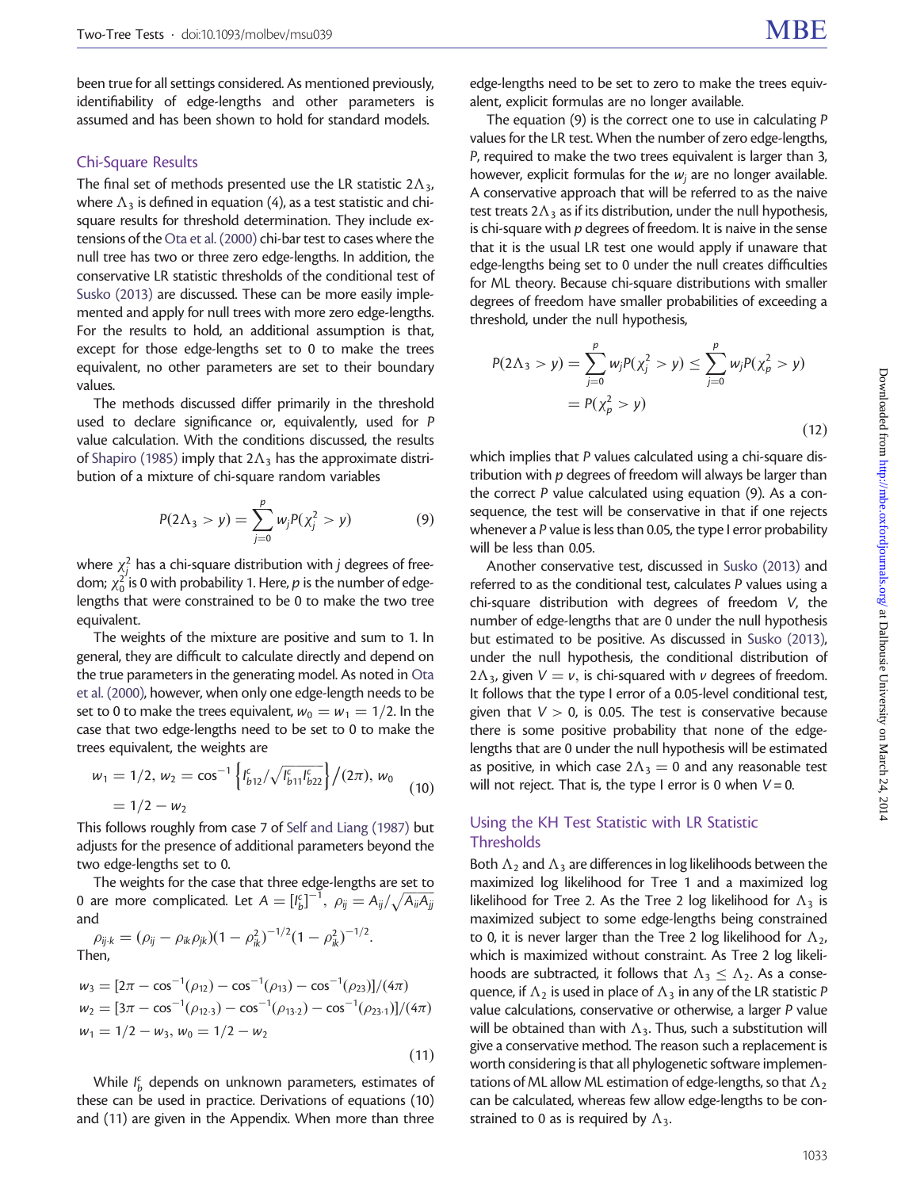been true for all settings considered. As mentioned previously, identifiability of edge-lengths and other parameters is assumed and has been shown to hold for standard models.

## Chi-Square Results

The final set of methods presented use the LR statistic $2\Lambda_3$, where $\Lambda_3$ is defined in equation (4), as a test statistic and chi-square results for threshold determination. They include extensions of the Ota et al. (2000) chi-bar test to cases where the null tree has two or three zero edge-lengths. In addition, the conservative LR statistic thresholds of the conditional test of Susko (2013) are discussed. These can be more easily implemented and apply for null trees with more zero edge-lengths. For the results to hold, an additional assumption is that, except for those edge-lengths set to 0 to make the trees equivalent, no other parameters are set to their boundary values.

The methods discussed differ primarily in the threshold used to declare significance or, equivalently, used for $P$ value calculation. With the conditions discussed, the results of Shapiro (1985) imply that $2\Lambda_3$ has the approximate distribution of a mixture of chi-square random variables

$$P(2\Lambda_3 > y) = \sum_{j=0}^{p} w_j P(\chi_j^2 > y) \tag{9}$$

where $\chi_j^2$ has a chi-square distribution with $j$ degrees of freedom; $\chi_0^2$ is 0 with probability 1. Here, $p$ is the number of edge-lengths that were constrained to be 0 to make the two tree equivalent.

The weights of the mixture are positive and sum to 1. In general, they are difficult to calculate directly and depend on the true parameters in the generating model. As noted in Ota et al. (2000), however, when only one edge-length needs to be set to 0 to make the trees equivalent, $w_0 = w_1 = 1/2$. In the case that two edge-lengths need to be set to 0 to make the trees equivalent, the weights are

$$w_1 = 1/2,\ w_2 = \cos^{-1}\left\{I_{b12}^c/\sqrt{I_{b11}^c I_{b22}^c}\right\}/(2\pi),\ w_0 = 1/2 - w_2 \tag{10}$$

This follows roughly from case 7 of Self and Liang (1987) but adjusts for the presence of additional parameters beyond the two edge-lengths set to 0.

The weights for the case that three edge-lengths are set to 0 are more complicated. Let $A = [I_b^c]^{-1},\ \rho_{ij} = A_{ij}/\sqrt{A_{ii}A_{jj}}$ and

$\rho_{ij\cdot k} = (\rho_{ij} - \rho_{ik}\rho_{jk})(1-\rho_{ik}^2)^{-1/2}(1-\rho_{ik}^2)^{-1/2}$.

Then,

$$\begin{aligned}
w_3 &= [2\pi - \cos^{-1}(\rho_{12}) - \cos^{-1}(\rho_{13}) - \cos^{-1}(\rho_{23})]/(4\pi) \\
w_2 &= [3\pi - \cos^{-1}(\rho_{12\cdot 3}) - \cos^{-1}(\rho_{13\cdot 2}) - \cos^{-1}(\rho_{23\cdot 1})]/(4\pi) \\
w_1 &= 1/2 - w_3,\ w_0 = 1/2 - w_2
\end{aligned} \tag{11}$$

While $I_b^c$ depends on unknown parameters, estimates of these can be used in practice. Derivations of equations (10) and (11) are given in the Appendix. When more than three edge-lengths need to be set to zero to make the trees equivalent, explicit formulas are no longer available.

The equation (9) is the correct one to use in calculating $P$ values for the LR test. When the number of zero edge-lengths, $P$, required to make the two trees equivalent is larger than 3, however, explicit formulas for the $w_j$ are no longer available. A conservative approach that will be referred to as the naive test treats $2\Lambda_3$ as if its distribution, under the null hypothesis, is chi-square with $p$ degrees of freedom. It is naive in the sense that it is the usual LR test one would apply if unaware that edge-lengths being set to 0 under the null creates difficulties for ML theory. Because chi-square distributions with smaller degrees of freedom have smaller probabilities of exceeding a threshold, under the null hypothesis,

$$\begin{aligned}
P(2\Lambda_3 > y) &= \sum_{j=0}^{p} w_j P(\chi_j^2 > y) \leq \sum_{j=0}^{p} w_j P(\chi_p^2 > y) \\
&= P(\chi_p^2 > y)
\end{aligned} \tag{12}$$

which implies that $P$ values calculated using a chi-square distribution with $p$ degrees of freedom will always be larger than the correct $P$ value calculated using equation (9). As a consequence, the test will be conservative in that if one rejects whenever a $P$ value is less than 0.05, the type I error probability will be less than 0.05.

Another conservative test, discussed in Susko (2013) and referred to as the conditional test, calculates $P$ values using a chi-square distribution with degrees of freedom $V$, the number of edge-lengths that are 0 under the null hypothesis but estimated to be positive. As discussed in Susko (2013), under the null hypothesis, the conditional distribution of $2\Lambda_3$, given $V = \nu$, is chi-squared with $\nu$ degrees of freedom. It follows that the type I error of a 0.05-level conditional test, given that $V > 0$, is 0.05. The test is conservative because there is some positive probability that none of the edge-lengths that are 0 under the null hypothesis will be estimated as positive, in which case $2\Lambda_3 = 0$ and any reasonable test will not reject. That is, the type I error is 0 when $V = 0$.

## Using the KH Test Statistic with LR Statistic Thresholds

Both $\Lambda_2$ and $\Lambda_3$ are differences in log likelihoods between the maximized log likelihood for Tree 1 and a maximized log likelihood for Tree 2. As the Tree 2 log likelihood for $\Lambda_3$ is maximized subject to some edge-lengths being constrained to 0, it is never larger than the Tree 2 log likelihood for $\Lambda_2$, which is maximized without constraint. As Tree 2 log likelihoods are subtracted, it follows that $\Lambda_3 \leq \Lambda_2$. As a consequence, if $\Lambda_2$ is used in place of $\Lambda_3$ in any of the LR statistic $P$ value calculations, conservative or otherwise, a larger $P$ value will be obtained than with $\Lambda_3$. Thus, such a substitution will give a conservative method. The reason such a replacement is worth considering is that all phylogenetic software implementations of ML allow ML estimation of edge-lengths, so that $\Lambda_2$ can be calculated, whereas few allow edge-lengths to be constrained to 0 as is required by $\Lambda_3$.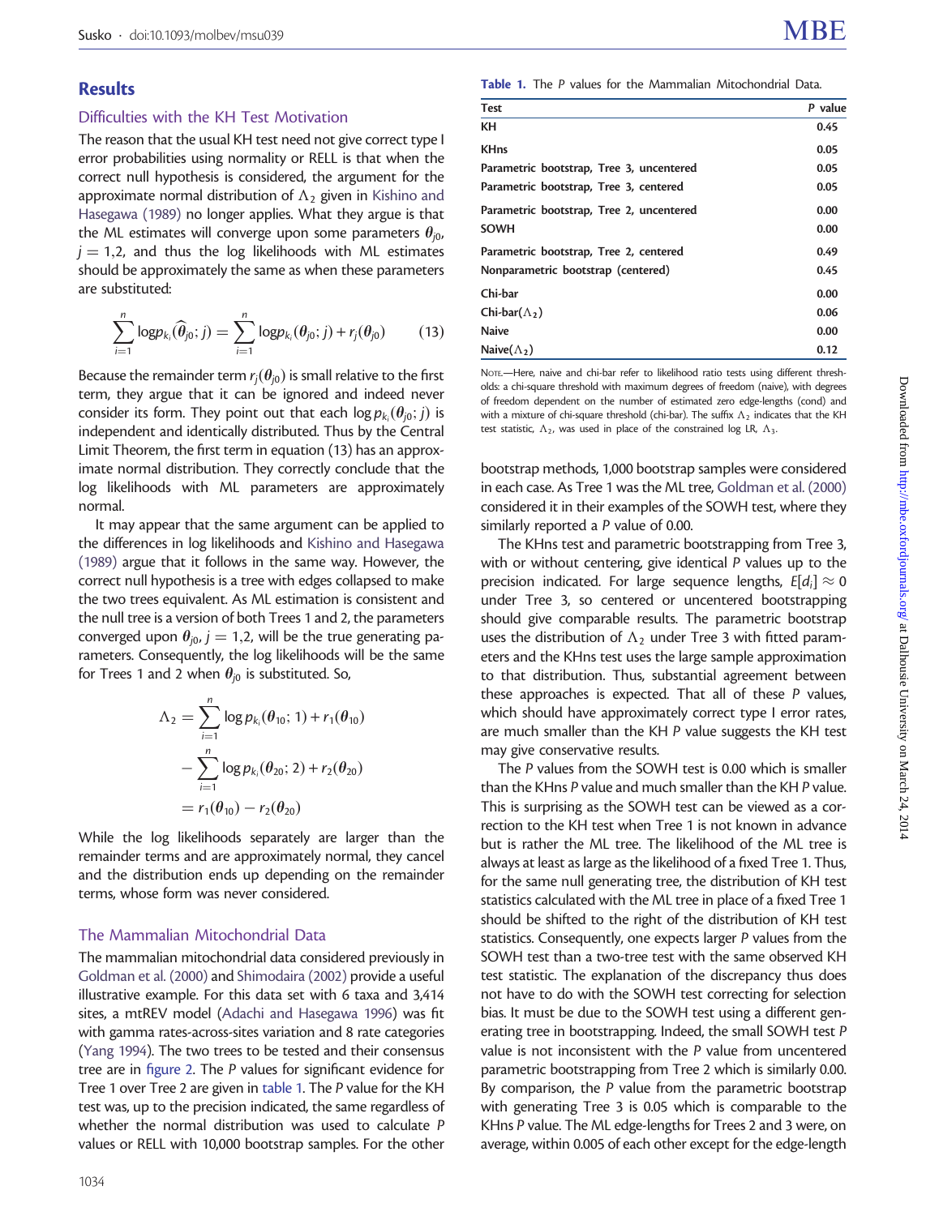## Results

### Difficulties with the KH Test Motivation

The reason that the usual KH test need not give correct type I error probabilities using normality or RELL is that when the correct null hypothesis is considered, the argument for the approximate normal distribution of $\Lambda_2$ given in Kishino and Hasegawa (1989) no longer applies. What they argue is that the ML estimates will converge upon some parameters $\theta_{j0}$, $j = 1,2$, and thus the log likelihoods with ML estimates should be approximately the same as when these parameters are substituted:

$$\sum_{i=1}^{n} \log p_{k_i}(\widehat{\theta}_{j0}; j) = \sum_{i=1}^{n} \log p_{k_i}(\theta_{j0}; j) + r_j(\theta_{j0}) \qquad (13)$$

Because the remainder term $r_j(\theta_{j0})$ is small relative to the first term, they argue that it can be ignored and indeed never consider its form. They point out that each $\log p_{k_i}(\theta_{j0}; j)$ is independent and identically distributed. Thus by the Central Limit Theorem, the first term in equation (13) has an approximate normal distribution. They correctly conclude that the log likelihoods with ML parameters are approximately normal.

It may appear that the same argument can be applied to the differences in log likelihoods and Kishino and Hasegawa (1989) argue that it follows in the same way. However, the correct null hypothesis is a tree with edges collapsed to make the two trees equivalent. As ML estimation is consistent and the null tree is a version of both Trees 1 and 2, the parameters converged upon $\theta_{j0}$, $j = 1,2$, will be the true generating parameters. Consequently, the log likelihoods will be the same for Trees 1 and 2 when $\theta_{j0}$ is substituted. So,

$$\begin{aligned}\Lambda_2 &= \sum_{i=1}^{n} \log p_{k_i}(\theta_{10}; 1) + r_1(\theta_{10}) \\ &\quad - \sum_{i=1}^{n} \log p_{k_i}(\theta_{20}; 2) + r_2(\theta_{20}) \\ &= r_1(\theta_{10}) - r_2(\theta_{20})\end{aligned}$$

While the log likelihoods separately are larger than the remainder terms and are approximately normal, they cancel and the distribution ends up depending on the remainder terms, whose form was never considered.

### The Mammalian Mitochondrial Data

The mammalian mitochondrial data considered previously in Goldman et al. (2000) and Shimodaira (2002) provide a useful illustrative example. For this data set with 6 taxa and 3,414 sites, a mtREV model (Adachi and Hasegawa 1996) was fit with gamma rates-across-sites variation and 8 rate categories (Yang 1994). The two trees to be tested and their consensus tree are in figure 2. The $P$ values for significant evidence for Tree 1 over Tree 2 are given in table 1. The $P$ value for the KH test was, up to the precision indicated, the same regardless of whether the normal distribution was used to calculate $P$ values or RELL with 10,000 bootstrap samples. For the other bootstrap methods, 1,000 bootstrap samples were considered in each case. As Tree 1 was the ML tree, Goldman et al. (2000) considered it in their examples of the SOWH test, where they similarly reported a $P$ value of 0.00.

**Table 1.** The $P$ values for the Mammalian Mitochondrial Data.

| Test | $P$ value |
|---|---|
| KH | 0.45 |
| KHns | 0.05 |
| Parametric bootstrap, Tree 3, uncentered | 0.05 |
| Parametric bootstrap, Tree 3, centered | 0.05 |
| Parametric bootstrap, Tree 2, uncentered | 0.00 |
| SOWH | 0.00 |
| Parametric bootstrap, Tree 2, centered | 0.49 |
| Nonparametric bootstrap (centered) | 0.45 |
| Chi-bar | 0.00 |
| Chi-bar($\Lambda_2$) | 0.06 |
| Naive | 0.00 |
| Naive($\Lambda_2$) | 0.12 |

Note.—Here, naive and chi-bar refer to likelihood ratio tests using different thresholds: a chi-square threshold with maximum degrees of freedom (naive), with degrees of freedom dependent on the number of estimated zero edge-lengths (cond) and with a mixture of chi-square threshold (chi-bar). The suffix $\Lambda_2$ indicates that the KH test statistic, $\Lambda_2$, was used in place of the constrained log LR, $\Lambda_3$.

The KHns test and parametric bootstrapping from Tree 3, with or without centering, give identical $P$ values up to the precision indicated. For large sequence lengths, $E[d_i] \approx 0$ under Tree 3, so centered or uncentered bootstrapping should give comparable results. The parametric bootstrap uses the distribution of $\Lambda_2$ under Tree 3 with fitted parameters and the KHns test uses the large sample approximation to that distribution. Thus, substantial agreement between these approaches is expected. That all of these $P$ values, which should have approximately correct type I error rates, are much smaller than the KH $P$ value suggests the KH test may give conservative results.

The $P$ values from the SOWH test is 0.00 which is smaller than the KHns $P$ value and much smaller than the KH $P$ value. This is surprising as the SOWH test can be viewed as a correction to the KH test when Tree 1 is not known in advance but is rather the ML tree. The likelihood of the ML tree is always at least as large as the likelihood of a fixed Tree 1. Thus, for the same null generating tree, the distribution of KH test statistics calculated with the ML tree in place of a fixed Tree 1 should be shifted to the right of the distribution of KH test statistics. Consequently, one expects larger $P$ values from the SOWH test than a two-tree test with the same observed KH test statistic. The explanation of the discrepancy thus does not have to do with the SOWH test correcting for selection bias. It must be due to the SOWH test using a different generating tree in bootstrapping. Indeed, the small SOWH test $P$ value is not inconsistent with the $P$ value from uncentered parametric bootstrapping from Tree 2 which is similarly 0.00. By comparison, the $P$ value from the parametric bootstrap with generating Tree 3 is 0.05 which is comparable to the KHns $P$ value. The ML edge-lengths for Trees 2 and 3 were, on average, within 0.005 of each other except for the edge-length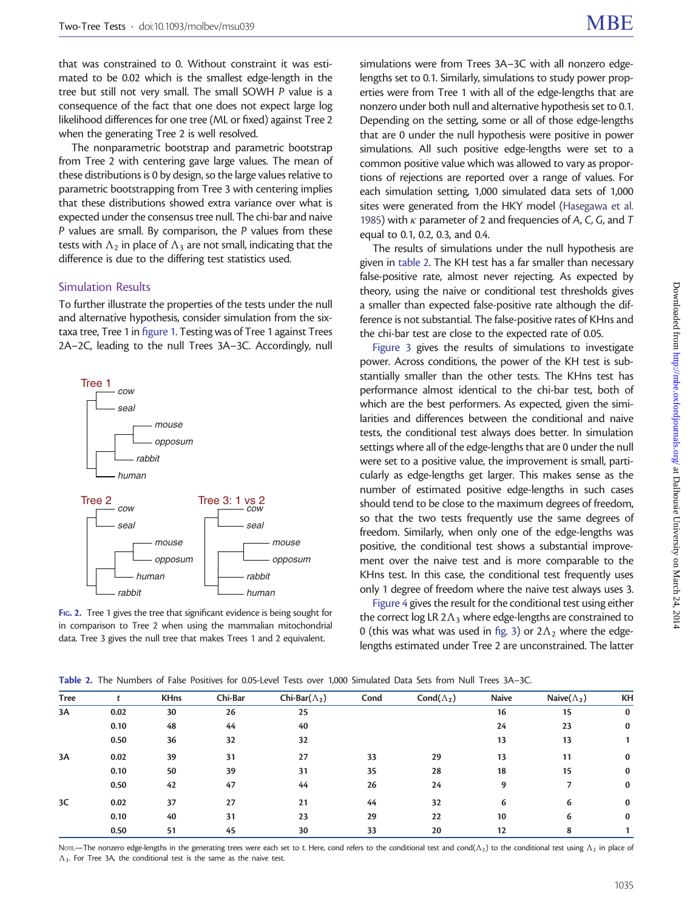that was constrained to 0. Without constraint it was estimated to be 0.02 which is the smallest edge-length in the tree but still not very small. The small SOWH *P* value is a consequence of the fact that one does not expect large log likelihood differences for one tree (ML or fixed) against Tree 2 when the generating Tree 2 is well resolved.

The nonparametric bootstrap and parametric bootstrap from Tree 2 with centering gave large values. The mean of these distributions is 0 by design, so the large values relative to parametric bootstrapping from Tree 3 with centering implies that these distributions showed extra variance over what is expected under the consensus tree null. The chi-bar and naive *P* values are small. By comparison, the *P* values from these tests with $\Lambda_2$ in place of $\Lambda_3$ are not small, indicating that the difference is due to the differing test statistics used.

## Simulation Results

To further illustrate the properties of the tests under the null and alternative hypothesis, consider simulation from the six-taxa tree, Tree 1 in figure 1. Testing was of Tree 1 against Trees 2A–2C, leading to the null Trees 3A–3C. Accordingly, null simulations were from Trees 3A–3C with all nonzero edge-lengths set to 0.1. Similarly, simulations to study power properties were from Tree 1 with all of the edge-lengths that are nonzero under both null and alternative hypothesis set to 0.1. Depending on the setting, some or all of those edge-lengths that are 0 under the null hypothesis were positive in power simulations. All such positive edge-lengths were set to a common positive value which was allowed to vary as proportions of rejections are reported over a range of values. For each simulation setting, 1,000 simulated data sets of 1,000 sites were generated from the HKY model (Hasegawa et al. 1985) with $\kappa$ parameter of 2 and frequencies of *A*, *C*, *G*, and *T* equal to 0.1, 0.2, 0.3, and 0.4.

FIG. 2. Tree 1 gives the tree that significant evidence is being sought for in comparison to Tree 2 when using the mammalian mitochondrial data. Tree 3 gives the null tree that makes Trees 1 and 2 equivalent.

The results of simulations under the null hypothesis are given in table 2. The KH test has a far smaller than necessary false-positive rate, almost never rejecting. As expected by theory, using the naive or conditional test thresholds gives a smaller than expected false-positive rate although the difference is not substantial. The false-positive rates of KHns and the chi-bar test are close to the expected rate of 0.05.

Figure 3 gives the results of simulations to investigate power. Across conditions, the power of the KH test is substantially smaller than the other tests. The KHns test has performance almost identical to the chi-bar test, both of which are the best performers. As expected, given the similarities and differences between the conditional and naive tests, the conditional test always does better. In simulation settings where all of the edge-lengths that are 0 under the null were set to a positive value, the improvement is small, particularly as edge-lengths get larger. This makes sense as the number of estimated positive edge-lengths in such cases should tend to be close to the maximum degrees of freedom, so that the two tests frequently use the same degrees of freedom. Similarly, when only one of the edge-lengths was positive, the conditional test shows a substantial improvement over the naive test and is more comparable to the KHns test. In this case, the conditional test frequently uses only 1 degree of freedom where the naive test always uses 3.

Figure 4 gives the result for the conditional test using either the correct log LR $2\Lambda_3$ where edge-lengths are constrained to 0 (this was what was used in fig. 3) or $2\Lambda_2$ where the edge-lengths estimated under Tree 2 are unconstrained. The latter

**Table 2.** The Numbers of False Positives for 0.05-Level Tests over 1,000 Simulated Data Sets from Null Trees 3A–3C.

| Tree | $t$ | KHns | Chi-Bar | Chi-Bar($\Lambda_2$) | Cond | Cond($\Lambda_2$) | Naive | Naive($\Lambda_2$) | KH |
|---|---|---|---|---|---|---|---|---|---|
| 3A | 0.02 | 30 | 26 | 25 | | | 16 | 15 | 0 |
| | 0.10 | 48 | 44 | 40 | | | 24 | 23 | 0 |
| | 0.50 | 36 | 32 | 32 | | | 13 | 13 | 1 |
| 3A | 0.02 | 39 | 31 | 27 | 33 | 29 | 13 | 11 | 0 |
| | 0.10 | 50 | 39 | 31 | 35 | 28 | 18 | 15 | 0 |
| | 0.50 | 42 | 47 | 44 | 26 | 24 | 9 | 7 | 0 |
| 3C | 0.02 | 37 | 27 | 21 | 44 | 32 | 6 | 6 | 0 |
| | 0.10 | 40 | 31 | 23 | 29 | 22 | 10 | 6 | 0 |
| | 0.50 | 51 | 45 | 30 | 33 | 20 | 12 | 8 | 1 |

NOTE.—The nonzero edge-lengths in the generating trees were each set to *t*. Here, cond refers to the conditional test and cond($\Lambda_2$) to the conditional test using $\Lambda_2$ in place of $\Lambda_3$. For Tree 3A, the conditional test is the same as the naive test.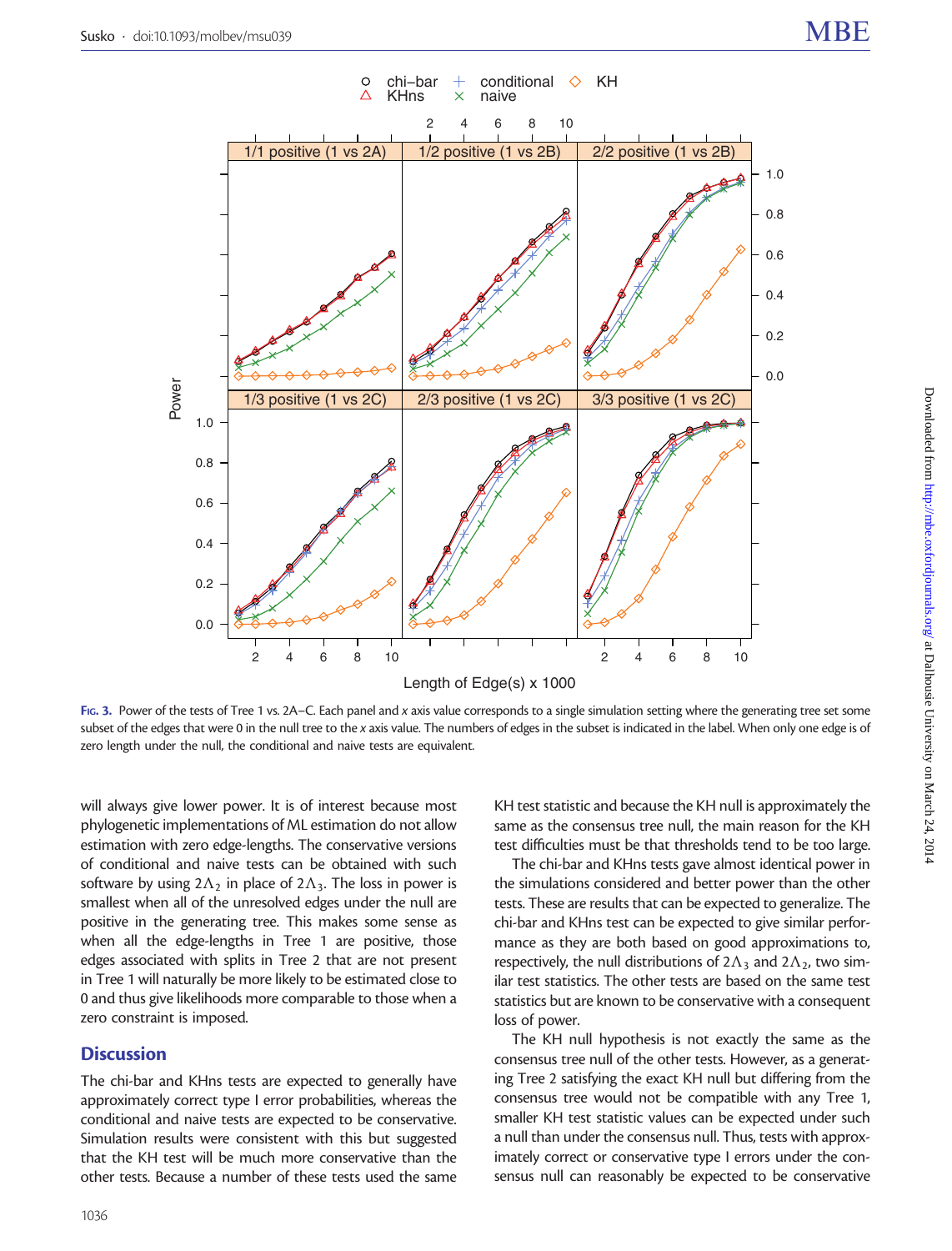chi–bar + conditional ◇ KH
△ KHns × naive

1/1 positive (1 vs 2A)
1/2 positive (1 vs 2B)
2/2 positive (1 vs 2B)
1/3 positive (1 vs 2C)
2/3 positive (1 vs 2C)
3/3 positive (1 vs 2C)

Power

0.0
0.2
0.4
0.6
0.8
1.0

2
4
6
8
10

Length of Edge(s) x 1000

Fig. 3. Power of the tests of Tree 1 vs. 2A–C. Each panel and x axis value corresponds to a single simulation setting where the generating tree set some subset of the edges that were 0 in the null tree to the x axis value. The numbers of edges in the subset is indicated in the label. When only one edge is of zero length under the null, the conditional and naive tests are equivalent.

will always give lower power. It is of interest because most phylogenetic implementations of ML estimation do not allow estimation with zero edge-lengths. The conservative versions of conditional and naive tests can be obtained with such software by using $2\Lambda_2$ in place of $2\Lambda_3$. The loss in power is smallest when all of the unresolved edges under the null are positive in the generating tree. This makes some sense as when all the edge-lengths in Tree 1 are positive, those edges associated with splits in Tree 2 that are not present in Tree 1 will naturally be more likely to be estimated close to 0 and thus give likelihoods more comparable to those when a zero constraint is imposed.

## Discussion

The chi-bar and KHns tests are expected to generally have approximately correct type I error probabilities, whereas the conditional and naive tests are expected to be conservative. Simulation results were consistent with this but suggested that the KH test will be much more conservative than the other tests. Because a number of these tests used the same KH test statistic and because the KH null is approximately the same as the consensus tree null, the main reason for the KH test difficulties must be that thresholds tend to be too large.

The chi-bar and KHns tests gave almost identical power in the simulations considered and better power than the other tests. These are results that can be expected to generalize. The chi-bar and KHns test can be expected to give similar performance as they are both based on good approximations to, respectively, the null distributions of $2\Lambda_3$ and $2\Lambda_2$, two similar test statistics. The other tests are based on the same test statistics but are known to be conservative with a consequent loss of power.

The KH null hypothesis is not exactly the same as the consensus tree null of the other tests. However, as a generating Tree 2 satisfying the exact KH null but differing from the consensus tree would not be compatible with any Tree 1, smaller KH test statistic values can be expected under such a null than under the consensus null. Thus, tests with approximately correct or conservative type I errors under the consensus null can reasonably be expected to be conservative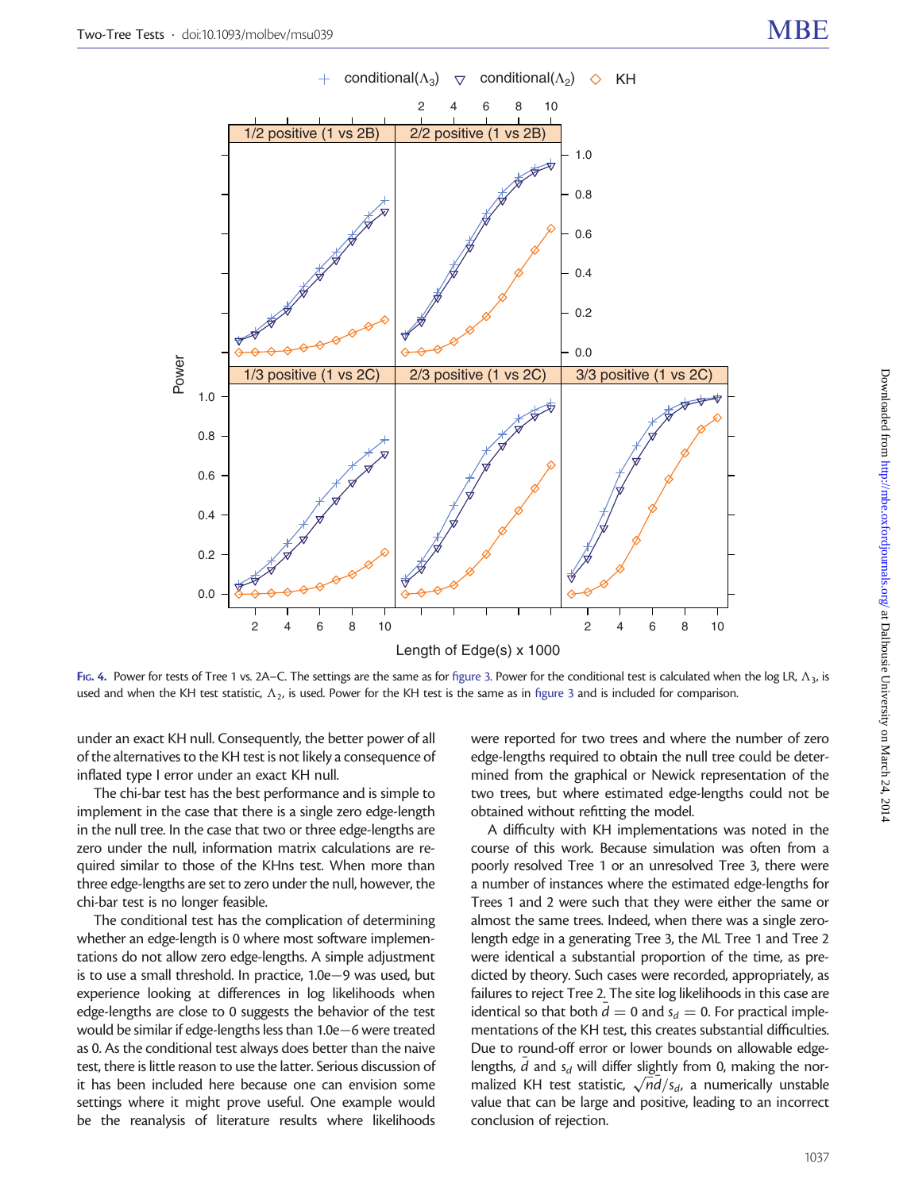conditional($\Lambda_3$) conditional($\Lambda_2$) KH

1/2 positive (1 vs 2B)
2/2 positive (1 vs 2B)
1/3 positive (1 vs 2C)
2/3 positive (1 vs 2C)
3/3 positive (1 vs 2C)

Power

0.0 0.2 0.4 0.6 0.8 1.0

2 4 6 8 10

Length of Edge(s) x 1000

**Fig. 4.** Power for tests of Tree 1 vs. 2A–C. The settings are the same as for figure 3. Power for the conditional test is calculated when the log LR, $\Lambda_3$, is used and when the KH test statistic, $\Lambda_2$, is used. Power for the KH test is the same as in figure 3 and is included for comparison.

under an exact KH null. Consequently, the better power of all of the alternatives to the KH test is not likely a consequence of inflated type I error under an exact KH null.

The chi-bar test has the best performance and is simple to implement in the case that there is a single zero edge-length in the null tree. In the case that two or three edge-lengths are zero under the null, information matrix calculations are required similar to those of the KHns test. When more than three edge-lengths are set to zero under the null, however, the chi-bar test is no longer feasible.

The conditional test has the complication of determining whether an edge-length is 0 where most software implementations do not allow zero edge-lengths. A simple adjustment is to use a small threshold. In practice, 1.0e−9 was used, but experience looking at differences in log likelihoods when edge-lengths are close to 0 suggests the behavior of the test would be similar if edge-lengths less than 1.0e−6 were treated as 0. As the conditional test always does better than the naive test, there is little reason to use the latter. Serious discussion of it has been included here because one can envision some settings where it might prove useful. One example would be the reanalysis of literature results where likelihoods were reported for two trees and where the number of zero edge-lengths required to obtain the null tree could be determined from the graphical or Newick representation of the two trees, but where estimated edge-lengths could not be obtained without refitting the model.

A difficulty with KH implementations was noted in the course of this work. Because simulation was often from a poorly resolved Tree 1 or an unresolved Tree 3, there were a number of instances where the estimated edge-lengths for Trees 1 and 2 were such that they were either the same or almost the same trees. Indeed, when there was a single zero-length edge in a generating Tree 3, the ML Tree 1 and Tree 2 were identical a substantial proportion of the time, as predicted by theory. Such cases were recorded, appropriately, as failures to reject Tree 2. The site log likelihoods in this case are identical so that both $\bar{d} = 0$ and $s_d = 0$. For practical implementations of the KH test, this creates substantial difficulties. Due to round-off error or lower bounds on allowable edge-lengths, $\bar{d}$ and $s_d$ will differ slightly from 0, making the normalized KH test statistic, $\sqrt{n}\bar{d}/s_d$, a numerically unstable value that can be large and positive, leading to an incorrect conclusion of rejection.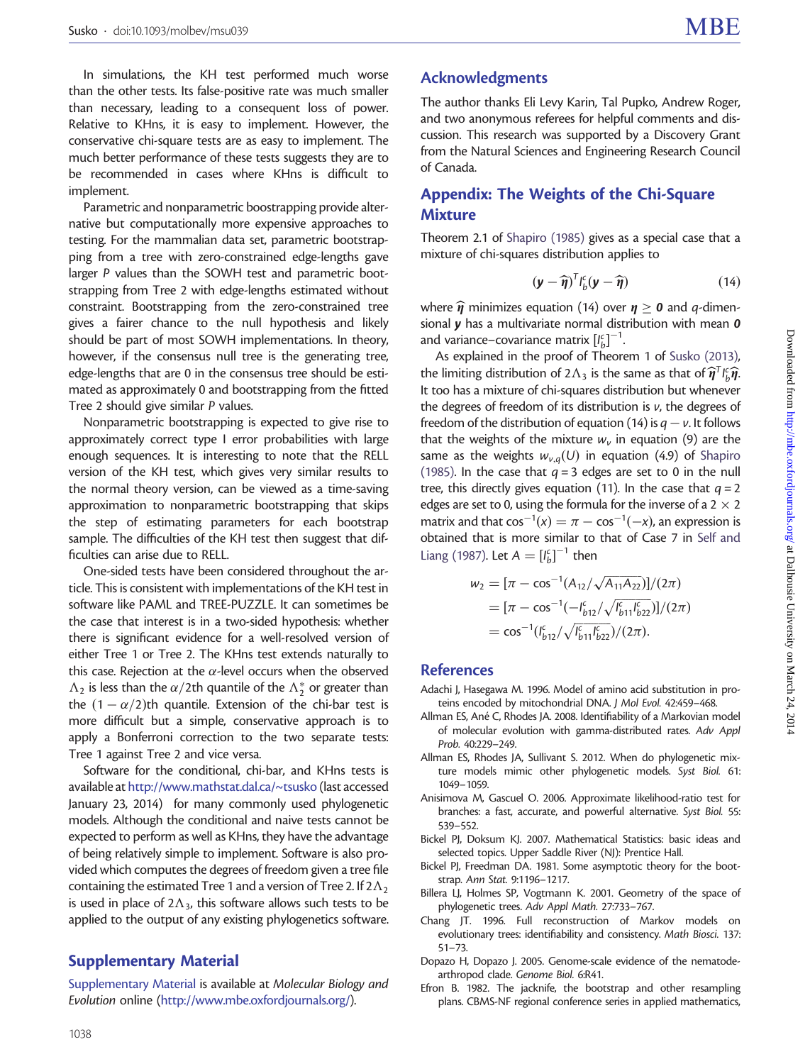In simulations, the KH test performed much worse than the other tests. Its false-positive rate was much smaller than necessary, leading to a consequent loss of power. Relative to KHns, it is easy to implement. However, the conservative chi-square tests are as easy to implement. The much better performance of these tests suggests they are to be recommended in cases where KHns is difficult to implement.

Parametric and nonparametric boostrapping provide alternative but computationally more expensive approaches to testing. For the mammalian data set, parametric bootstrapping from a tree with zero-constrained edge-lengths gave larger *P* values than the SOWH test and parametric bootstrapping from Tree 2 with edge-lengths estimated without constraint. Bootstrapping from the zero-constrained tree gives a fairer chance to the null hypothesis and likely should be part of most SOWH implementations. In theory, however, if the consensus null tree is the generating tree, edge-lengths that are 0 in the consensus tree should be estimated as approximately 0 and bootstrapping from the fitted Tree 2 should give similar *P* values.

Nonparametric bootstrapping is expected to give rise to approximately correct type I error probabilities with large enough sequences. It is interesting to note that the RELL version of the KH test, which gives very similar results to the normal theory version, can be viewed as a time-saving approximation to nonparametric bootstrapping that skips the step of estimating parameters for each bootstrap sample. The difficulties of the KH test then suggest that difficulties can arise due to RELL.

One-sided tests have been considered throughout the article. This is consistent with implementations of the KH test in software like PAML and TREE-PUZZLE. It can sometimes be the case that interest is in a two-sided hypothesis: whether there is significant evidence for a well-resolved version of either Tree 1 or Tree 2. The KHns test extends naturally to this case. Rejection at the $\alpha$-level occurs when the observed $\Lambda_2$ is less than the $\alpha/2$th quantile of the $\Lambda_2^*$ or greater than the $(1-\alpha/2)$th quantile. Extension of the chi-bar test is more difficult but a simple, conservative approach is to apply a Bonferroni correction to the two separate tests: Tree 1 against Tree 2 and vice versa.

Software for the conditional, chi-bar, and KHns tests is available at http://www.mathstat.dal.ca/~tsusko (last accessed January 23, 2014) for many commonly used phylogenetic models. Although the conditional and naive tests cannot be expected to perform as well as KHns, they have the advantage of being relatively simple to implement. Software is also provided which computes the degrees of freedom given a tree file containing the estimated Tree 1 and a version of Tree 2. If $2\Lambda_2$ is used in place of $2\Lambda_3$, this software allows such tests to be applied to the output of any existing phylogenetics software.

## Supplementary Material

Supplementary Material is available at *Molecular Biology and Evolution* online (http://www.mbe.oxfordjournals.org/).

## Acknowledgments

The author thanks Eli Levy Karin, Tal Pupko, Andrew Roger, and two anonymous referees for helpful comments and discussion. This research was supported by a Discovery Grant from the Natural Sciences and Engineering Research Council of Canada.

## Appendix: The Weights of the Chi-Square Mixture

Theorem 2.1 of Shapiro (1985) gives as a special case that a mixture of chi-squares distribution applies to

$$(\boldsymbol{y}-\widehat{\boldsymbol{\eta}})^T I_b^c (\boldsymbol{y}-\widehat{\boldsymbol{\eta}}) \tag{14}$$

where $\widehat{\boldsymbol{\eta}}$ minimizes equation (14) over $\boldsymbol{\eta} \geq \boldsymbol{0}$ and $q$-dimensional $\boldsymbol{y}$ has a multivariate normal distribution with mean $\boldsymbol{0}$ and variance–covariance matrix $[I_b^c]^{-1}$.

As explained in the proof of Theorem 1 of Susko (2013), the limiting distribution of $2\Lambda_3$ is the same as that of $\widehat{\boldsymbol{\eta}}^T I_b^c \widehat{\boldsymbol{\eta}}$. It too has a mixture of chi-squares distribution but whenever the degrees of freedom of its distribution is $\nu$, the degrees of freedom of the distribution of equation (14) is $q-\nu$. It follows that the weights of the mixture $w_\nu$ in equation (9) are the same as the weights $w_{\nu,q}(U)$ in equation (4.9) of Shapiro (1985). In the case that $q=3$ edges are set to 0 in the null tree, this directly gives equation (11). In the case that $q=2$ edges are set to 0, using the formula for the inverse of a $2\times 2$ matrix and that $\cos^{-1}(x)=\pi-\cos^{-1}(-x)$, an expression is obtained that is more similar to that of Case 7 in Self and Liang (1987). Let $A=[I_b^c]^{-1}$ then

$$\begin{aligned}
w_2 &= [\pi-\cos^{-1}(A_{12}/\sqrt{A_{11}A_{22}})]/(2\pi)\\
&= [\pi-\cos^{-1}(-I_{b12}^c/\sqrt{I_{b11}^c I_{b22}^c})]/(2\pi)\\
&= \cos^{-1}(I_{b12}^c/\sqrt{I_{b11}^c I_{b22}^c})/(2\pi).
\end{aligned}$$

## References

Adachi J, Hasegawa M. 1996. Model of amino acid substitution in proteins encoded by mitochondrial DNA. *J Mol Evol.* 42:459–468.

Allman ES, Ané C, Rhodes JA. 2008. Identifiability of a Markovian model of molecular evolution with gamma-distributed rates. *Adv Appl Prob.* 40:229–249.

Allman ES, Rhodes JA, Sullivant S. 2012. When do phylogenetic mixture models mimic other phylogenetic models. *Syst Biol.* 61: 1049–1059.

Anisimova M, Gascuel O. 2006. Approximate likelihood-ratio test for branches: a fast, accurate, and powerful alternative. *Syst Biol.* 55: 539–552.

Bickel PJ, Doksum KJ. 2007. Mathematical Statistics: basic ideas and selected topics. Upper Saddle River (NJ): Prentice Hall.

Bickel PJ, Freedman DA. 1981. Some asymptotic theory for the bootstrap. *Ann Stat.* 9:1196–1217.

Billera LJ, Holmes SP, Vogtmann K. 2001. Geometry of the space of phylogenetic trees. *Adv Appl Math.* 27:733–767.

Chang JT. 1996. Full reconstruction of Markov models on evolutionary trees: identifiability and consistency. *Math Biosci.* 137: 51–73.

Dopazo H, Dopazo J. 2005. Genome-scale evidence of the nematode-arthropod clade. *Genome Biol.* 6:R41.

Efron B. 1982. The jacknife, the bootstrap and other resampling plans. CBMS-NF regional conference series in applied mathematics,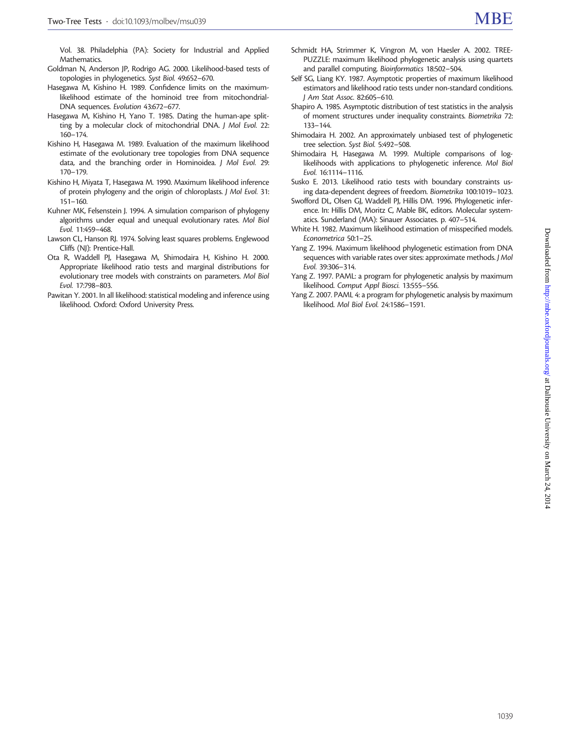Vol. 38. Philadelphia (PA): Society for Industrial and Applied Mathematics.

Goldman N, Anderson JP, Rodrigo AG. 2000. Likelihood-based tests of topologies in phylogenetics. *Syst Biol.* 49:652–670.

Hasegawa M, Kishino H. 1989. Confidence limits on the maximum-likelihood estimate of the hominoid tree from mitochondrial-DNA sequences. *Evolution* 43:672–677.

Hasegawa M, Kishino H, Yano T. 1985. Dating the human-ape splitting by a molecular clock of mitochondrial DNA. *J Mol Evol.* 22: 160–174.

Kishino H, Hasegawa M. 1989. Evaluation of the maximum likelihood estimate of the evolutionary tree topologies from DNA sequence data, and the branching order in Hominoidea. *J Mol Evol.* 29: 170–179.

Kishino H, Miyata T, Hasegawa M. 1990. Maximum likelihood inference of protein phylogeny and the origin of chloroplasts. *J Mol Evol.* 31: 151–160.

Kuhner MK, Felsenstein J. 1994. A simulation comparison of phylogeny algorithms under equal and unequal evolutionary rates. *Mol Biol Evol.* 11:459–468.

Lawson CL, Hanson RJ. 1974. Solving least squares problems. Englewood Cliffs (NJ): Prentice-Hall.

Ota R, Waddell PJ, Hasegawa M, Shimodaira H, Kishino H. 2000. Appropriate likelihood ratio tests and marginal distributions for evolutionary tree models with constraints on parameters. *Mol Biol Evol.* 17:798–803.

Pawitan Y. 2001. In all likelihood: statistical modeling and inference using likelihood. Oxford: Oxford University Press.

Schmidt HA, Strimmer K, Vingron M, von Haesler A. 2002. TREE-PUZZLE: maximum likelihood phylogenetic analysis using quartets and parallel computing. *Bioinformatics* 18:502–504.

Self SG, Liang KY. 1987. Asymptotic properties of maximum likelihood estimators and likelihood ratio tests under non-standard conditions. *J Am Stat Assoc.* 82:605–610.

Shapiro A. 1985. Asymptotic distribution of test statistics in the analysis of moment structures under inequality constraints. *Biometrika* 72: 133–144.

Shimodaira H. 2002. An approximately unbiased test of phylogenetic tree selection. *Syst Biol.* 5:492–508.

Shimodaira H, Hasegawa M. 1999. Multiple comparisons of log-likelihoods with applications to phylogenetic inference. *Mol Biol Evol.* 16:1114–1116.

Susko E. 2013. Likelihood ratio tests with boundary constraints using data-dependent degrees of freedom. *Biometrika* 100:1019–1023.

Swofford DL, Olsen GJ, Waddell PJ, Hillis DM. 1996. Phylogenetic inference. In: Hillis DM, Moritz C, Mable BK, editors. Molecular systematics. Sunderland (MA): Sinauer Associates. p. 407–514.

White H. 1982. Maximum likelihood estimation of misspecified models. *Econometrica* 50:1–25.

Yang Z. 1994. Maximum likelihood phylogenetic estimation from DNA sequences with variable rates over sites: approximate methods. *J Mol Evol.* 39:306–314.

Yang Z. 1997. PAML: a program for phylogenetic analysis by maximum likelihood. *Comput Appl Biosci.* 13:555–556.

Yang Z. 2007. PAML 4: a program for phylogenetic analysis by maximum likelihood. *Mol Biol Evol.* 24:1586–1591.